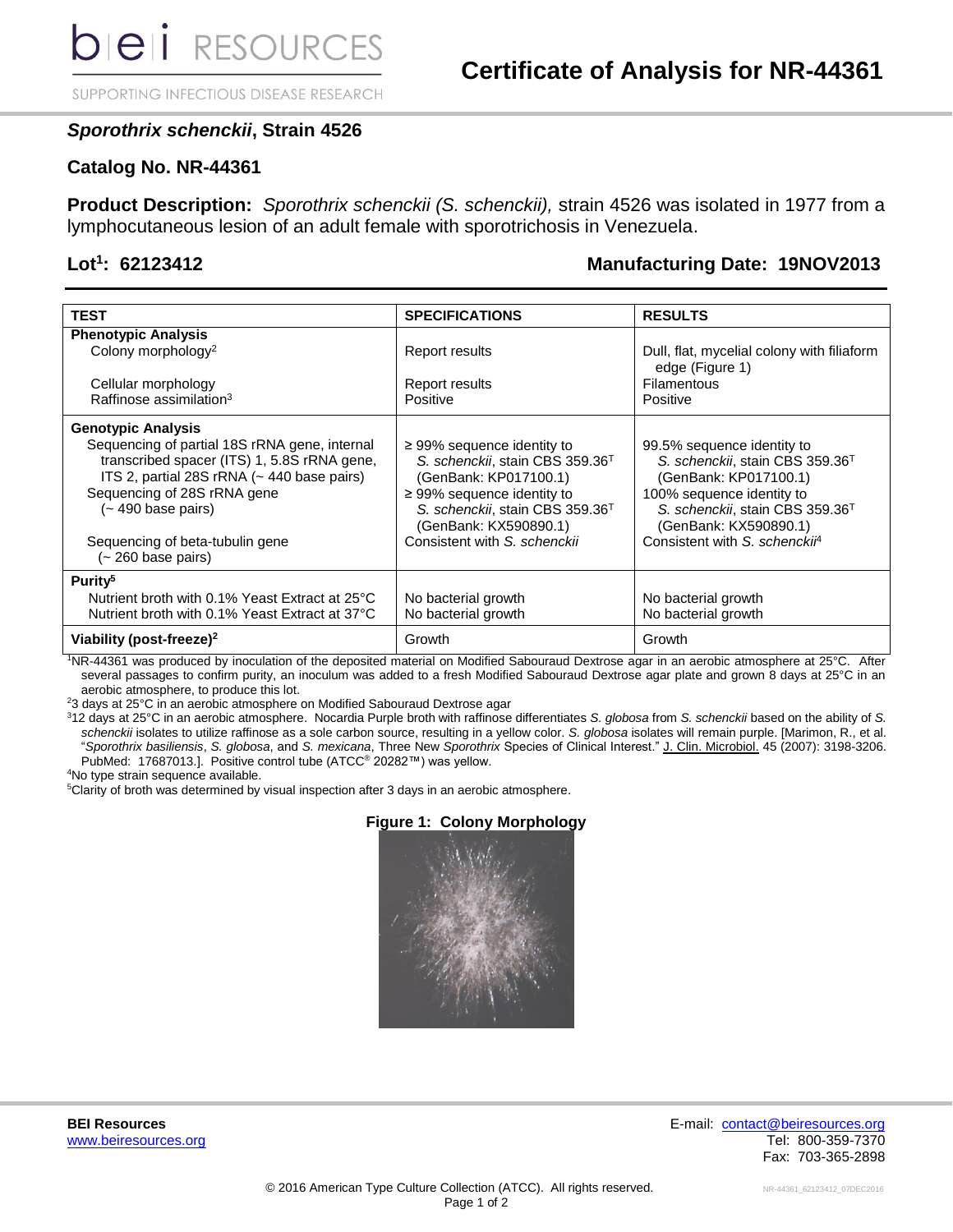# Certificate of Analysis for NR-44361

## *Sporothrix schenckii*, Strain 4526

## Catalog No. NR-44361

**Product Description:** *Sporothrix schenckii (S. schenckii),* strain 4526 was isolated in 1977 from a lymphocutaneous lesion of an adult female with sporotrichosis in Venezuela.

**Lot[1]: 62123412** **Manufacturing Date: 19NOV2013**

| TEST | SPECIFICATIONS | RESULTS |
|---|---|---|
| **Phenotypic Analysis** | | |
| Colony morphology[2] | Report results | Dull, flat, mycelial colony with filiaform edge (Figure 1) |
| Cellular morphology | Report results | Filamentous |
| Raffinose assimilation[3] | Positive | Positive |
| **Genotypic Analysis** | | |
| Sequencing of partial 18S rRNA gene, internal transcribed spacer (ITS) 1, 5.8S rRNA gene, ITS 2, partial 28S rRNA (~ 440 base pairs) | ≥ 99% sequence identity to *S. schenckii*, stain CBS 359.36$^T$ (GenBank: KP017100.1) | 99.5% sequence identity to *S. schenckii*, stain CBS 359.36$^T$ (GenBank: KP017100.1) |
| Sequencing of 28S rRNA gene (~ 490 base pairs) | ≥ 99% sequence identity to *S. schenckii*, stain CBS 359.36$^T$ (GenBank: KX590890.1) | 100% sequence identity to *S. schenckii*, stain CBS 359.36$^T$ (GenBank: KX590890.1) |
| Sequencing of beta-tubulin gene (~ 260 base pairs) | Consistent with *S. schenckii* | Consistent with *S. schenckii*[4] |
| **Purity[5]** | | |
| Nutrient broth with 0.1% Yeast Extract at 25°C | No bacterial growth | No bacterial growth |
| Nutrient broth with 0.1% Yeast Extract at 37°C | No bacterial growth | No bacterial growth |
| **Viability (post-freeze)[2]** | Growth | Growth |

[1]NR-44361 was produced by inoculation of the deposited material on Modified Sabouraud Dextrose agar in an aerobic atmosphere at 25°C. After several passages to confirm purity, an inoculum was added to a fresh Modified Sabouraud Dextrose agar plate and grown 8 days at 25°C in an aerobic atmosphere, to produce this lot.

[2]3 days at 25°C in an aerobic atmosphere on Modified Sabouraud Dextrose agar

[3]12 days at 25°C in an aerobic atmosphere. Nocardia Purple broth with raffinose differentiates *S. globosa* from *S. schenckii* based on the ability of *S. schenckii* isolates to utilize raffinose as a sole carbon source, resulting in a yellow color. *S. globosa* isolates will remain purple. [Marimon, R., et al. "*Sporothrix basiliensis*, *S. globosa*, and *S. mexicana*, Three New *Sporothrix* Species of Clinical Interest." J. Clin. Microbiol. 45 (2007): 3198-3206. PubMed: 17687013.]. Positive control tube (ATCC® 20282™) was yellow.

[4]No type strain sequence available.

[5]Clarity of broth was determined by visual inspection after 3 days in an aerobic atmosphere.

**Figure 1: Colony Morphology**

**BEI Resources**
www.beiresources.org

E-mail: contact@beiresources.org
Tel: 800-359-7370
Fax: 703-365-2898

© 2016 American Type Culture Collection (ATCC). All rights reserved.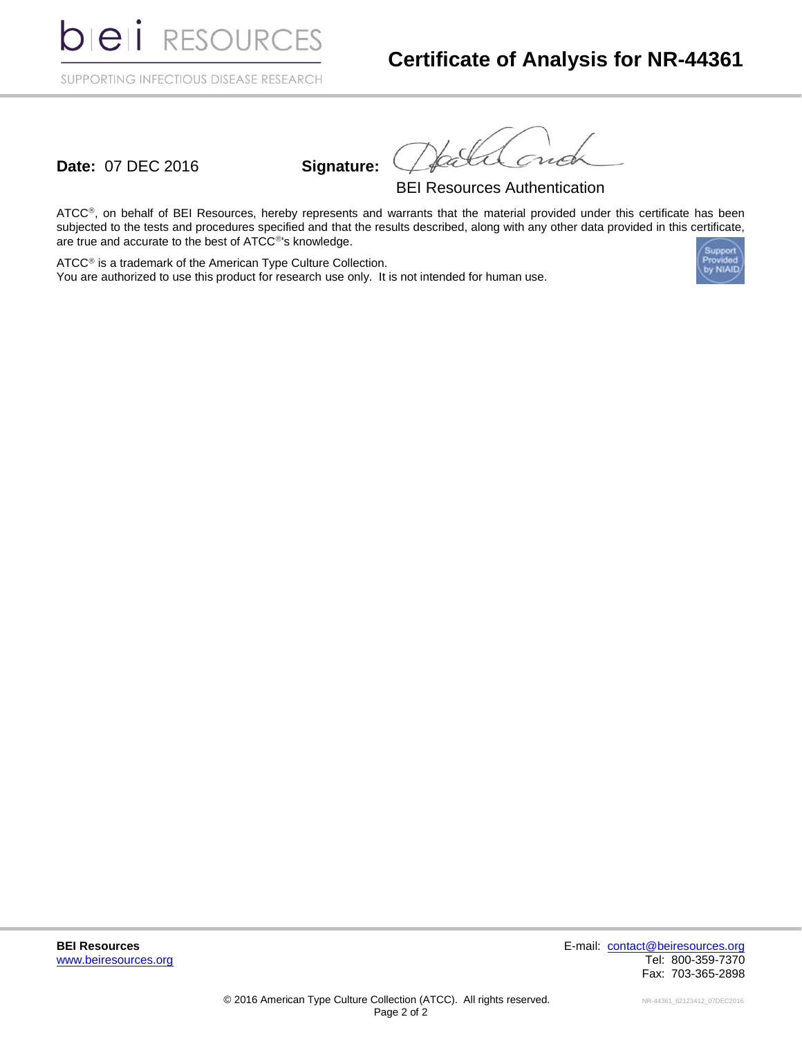**Date:** 07 DEC 2016 **Signature:**

BEI Resources Authentication

ATCC®, on behalf of BEI Resources, hereby represents and warrants that the material provided under this certificate has been subjected to the tests and procedures specified and that the results described, along with any other data provided in this certificate, are true and accurate to the best of ATCC®'s knowledge.

ATCC® is a trademark of the American Type Culture Collection.
You are authorized to use this product for research use only. It is not intended for human use.

**BEI Resources**
www.beiresources.org

E-mail: contact@beiresources.org
Tel: 800-359-7370
Fax: 703-365-2898

© 2016 American Type Culture Collection (ATCC). All rights reserved.

NR-44361_62123412_07DEC2016